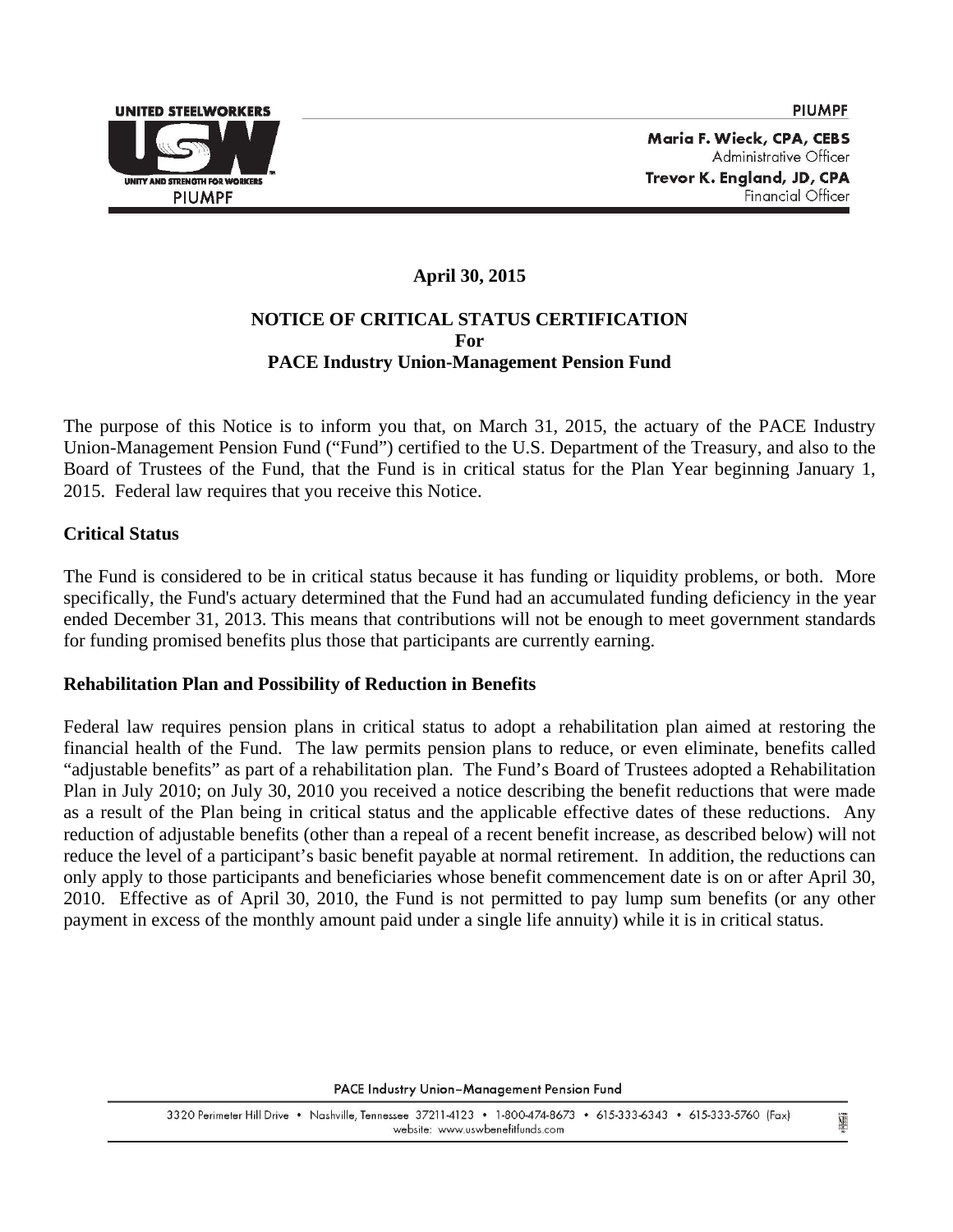UNITED STEELWORKERS

PIUMPF

Maria F. Wieck, CPA, CEBS
Administrative Officer
Trevor K. England, JD, CPA
Financial Officer

**April 30, 2015**

**NOTICE OF CRITICAL STATUS CERTIFICATION**
**For**
**PACE Industry Union-Management Pension Fund**

The purpose of this Notice is to inform you that, on March 31, 2015, the actuary of the PACE Industry Union-Management Pension Fund ("Fund") certified to the U.S. Department of the Treasury, and also to the Board of Trustees of the Fund, that the Fund is in critical status for the Plan Year beginning January 1, 2015. Federal law requires that you receive this Notice.

**Critical Status**

The Fund is considered to be in critical status because it has funding or liquidity problems, or both. More specifically, the Fund's actuary determined that the Fund had an accumulated funding deficiency in the year ended December 31, 2013. This means that contributions will not be enough to meet government standards for funding promised benefits plus those that participants are currently earning.

**Rehabilitation Plan and Possibility of Reduction in Benefits**

Federal law requires pension plans in critical status to adopt a rehabilitation plan aimed at restoring the financial health of the Fund. The law permits pension plans to reduce, or even eliminate, benefits called "adjustable benefits" as part of a rehabilitation plan. The Fund's Board of Trustees adopted a Rehabilitation Plan in July 2010; on July 30, 2010 you received a notice describing the benefit reductions that were made as a result of the Plan being in critical status and the applicable effective dates of these reductions. Any reduction of adjustable benefits (other than a repeal of a recent benefit increase, as described below) will not reduce the level of a participant's basic benefit payable at normal retirement. In addition, the reductions can only apply to those participants and beneficiaries whose benefit commencement date is on or after April 30, 2010. Effective as of April 30, 2010, the Fund is not permitted to pay lump sum benefits (or any other payment in excess of the monthly amount paid under a single life annuity) while it is in critical status.

PACE Industry Union–Management Pension Fund

3320 Perimeter Hill Drive • Nashville, Tennessee 37211-4123 • 1-800-474-8673 • 615-333-6343 • 615-333-5760 (Fax)
website: www.uswbenefitfunds.com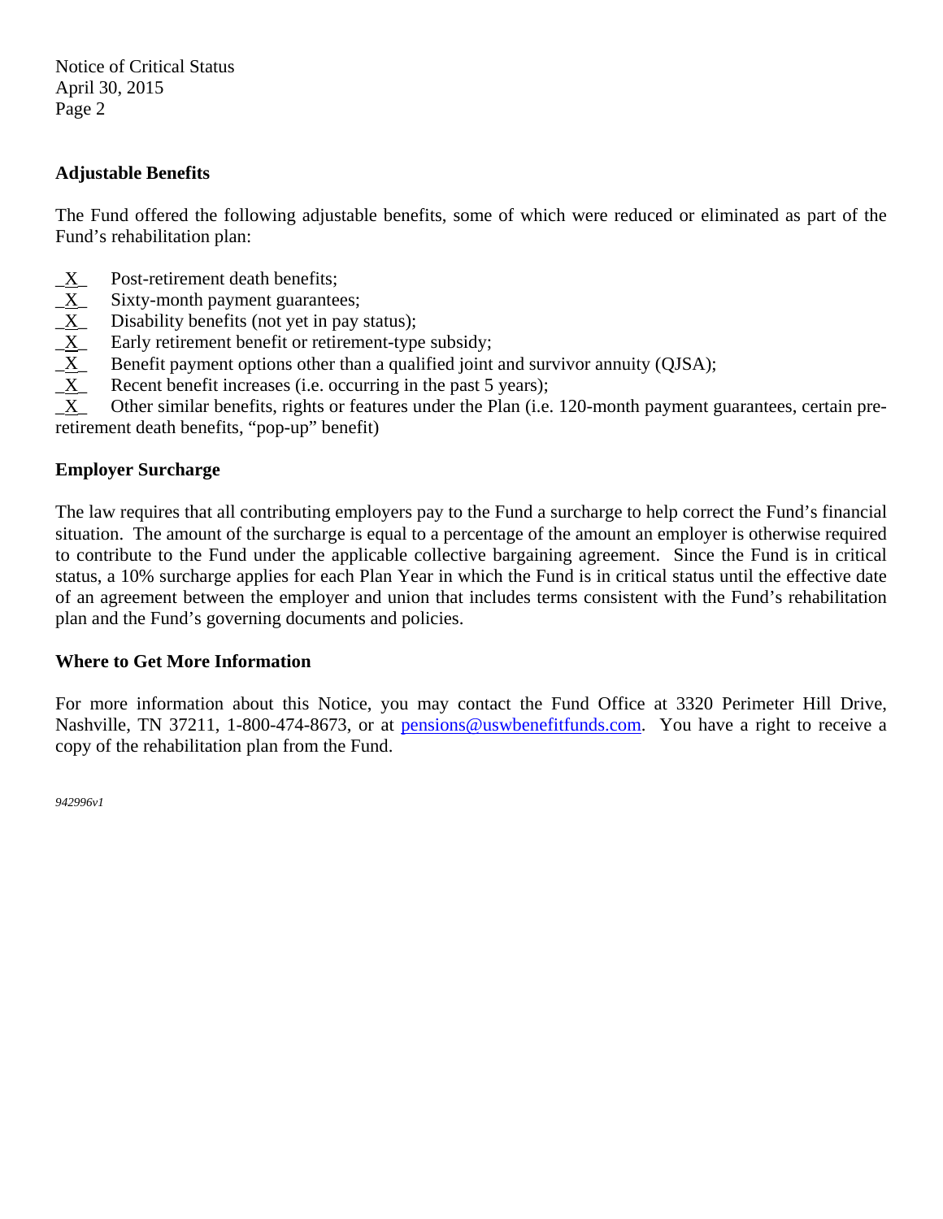## Adjustable Benefits

The Fund offered the following adjustable benefits, some of which were reduced or eliminated as part of the Fund's rehabilitation plan:

_X_ Post-retirement death benefits;
_X_ Sixty-month payment guarantees;
_X_ Disability benefits (not yet in pay status);
_X_ Early retirement benefit or retirement-type subsidy;
_X_ Benefit payment options other than a qualified joint and survivor annuity (QJSA);
_X_ Recent benefit increases (i.e. occurring in the past 5 years);
_X_ Other similar benefits, rights or features under the Plan (i.e. 120-month payment guarantees, certain pre-retirement death benefits, "pop-up" benefit)

## Employer Surcharge

The law requires that all contributing employers pay to the Fund a surcharge to help correct the Fund's financial situation. The amount of the surcharge is equal to a percentage of the amount an employer is otherwise required to contribute to the Fund under the applicable collective bargaining agreement. Since the Fund is in critical status, a 10% surcharge applies for each Plan Year in which the Fund is in critical status until the effective date of an agreement between the employer and union that includes terms consistent with the Fund's rehabilitation plan and the Fund's governing documents and policies.

## Where to Get More Information

For more information about this Notice, you may contact the Fund Office at 3320 Perimeter Hill Drive, Nashville, TN 37211, 1-800-474-8673, or at pensions@uswbenefitfunds.com. You have a right to receive a copy of the rehabilitation plan from the Fund.

*942996v1*